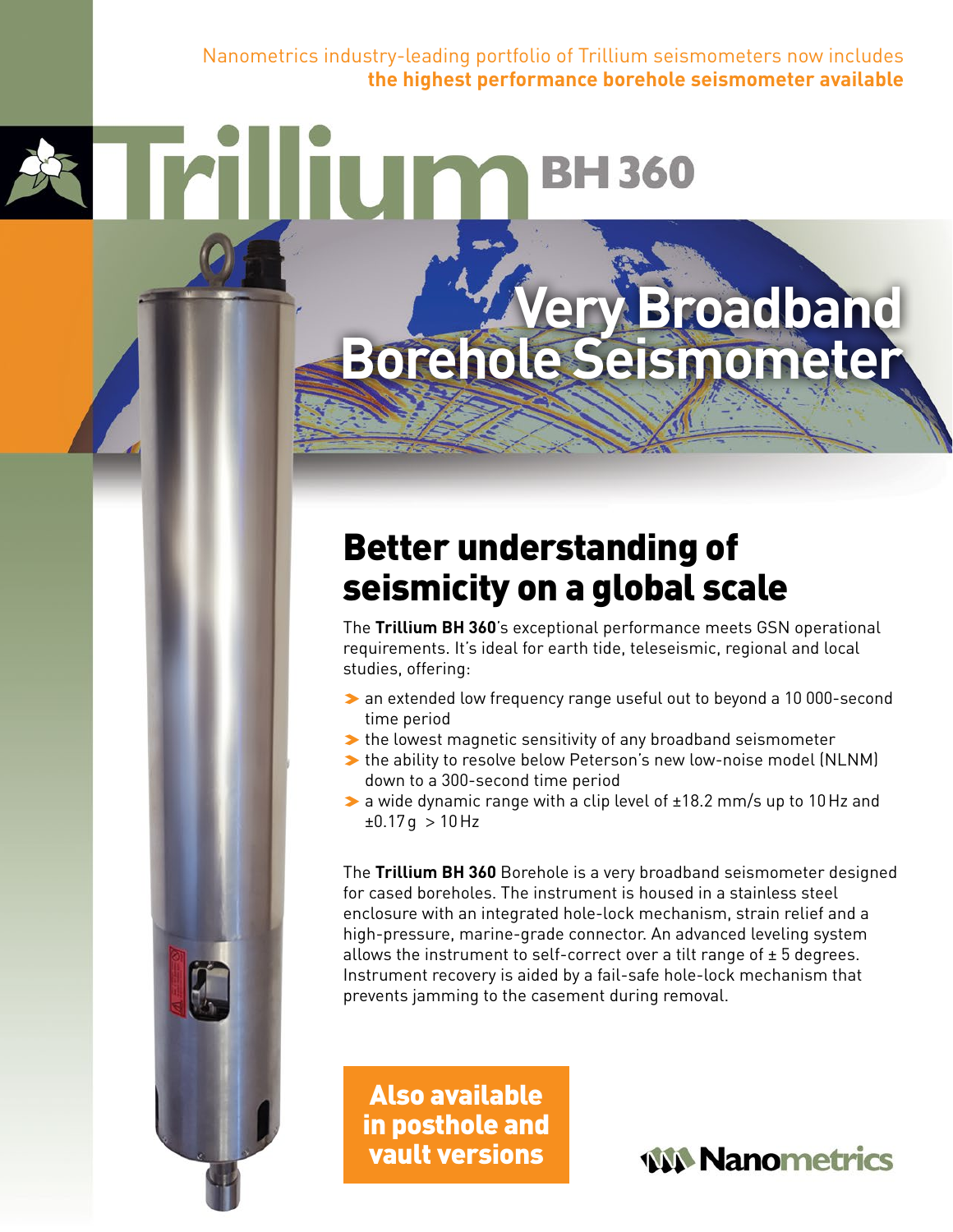Nanometrics industry-leading portfolio of Trillium seismometers now includes **the highest performance borehole seismometer available**

# Trillium BH 360

# Very Broadband Borehole Seismometer

## Better understanding of seismicity on a global scale

The **Trillium BH 360**'s exceptional performance meets GSN operational requirements. It's ideal for earth tide, teleseismic, regional and local studies, offering:

- an extended low frequency range useful out to beyond a 10 000-second time period
- the lowest magnetic sensitivity of any broadband seismometer
- the ability to resolve below Peterson's new low-noise model (NLNM) down to a 300-second time period
- a wide dynamic range with a clip level of ±18.2 mm/s up to 10 Hz and ±0.17 g > 10 Hz

The **Trillium BH 360** Borehole is a very broadband seismometer designed for cased boreholes. The instrument is housed in a stainless steel enclosure with an integrated hole-lock mechanism, strain relief and a high-pressure, marine-grade connector. An advanced leveling system allows the instrument to self-correct over a tilt range of ± 5 degrees. Instrument recovery is aided by a fail-safe hole-lock mechanism that prevents jamming to the casement during removal.

**Also available in posthole and vault versions**

Nanometrics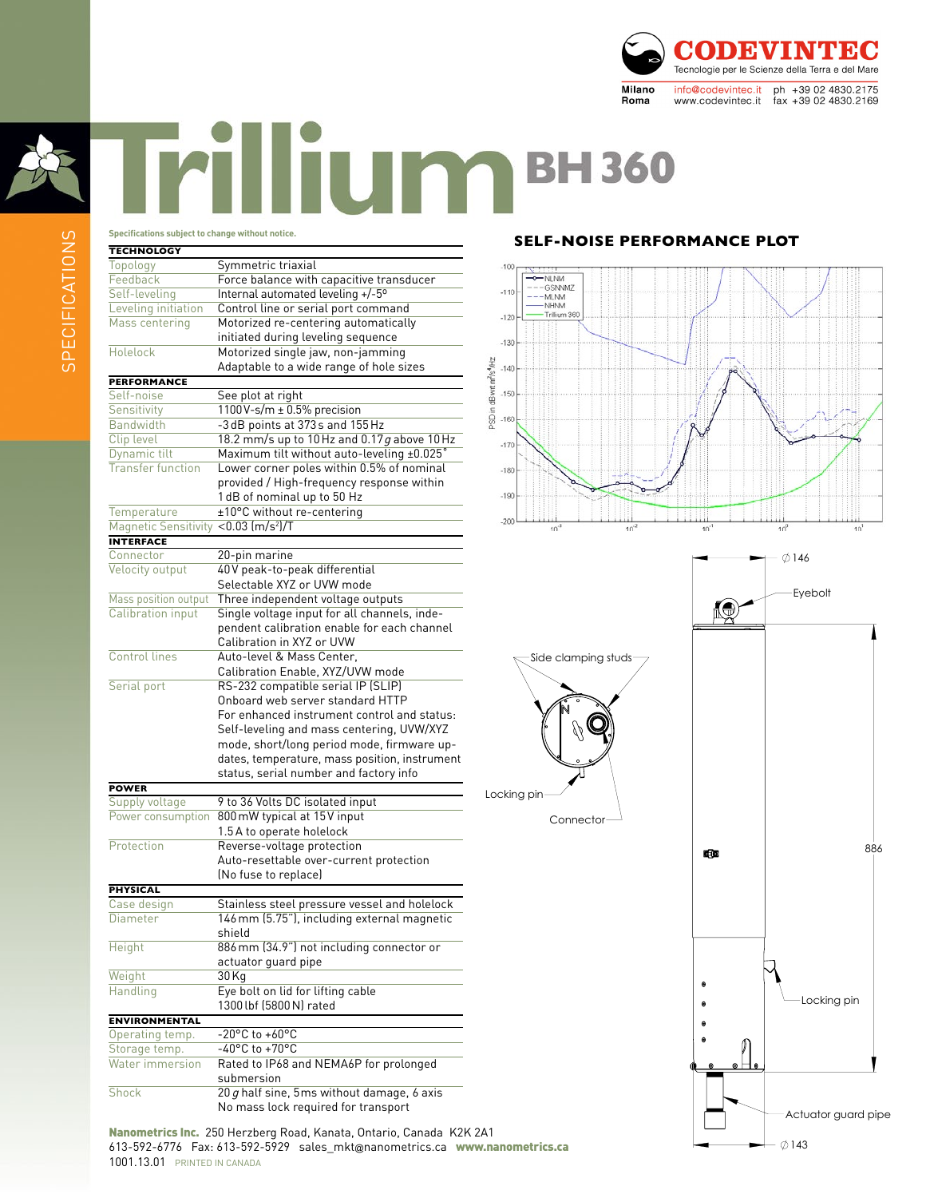CODEVINTEC

Tecnologie per le Scienze della Terra e del Mare

Milano info@codevintec.it ph +39 02 4830.2175

Roma www.codevintec.it fax +39 02 4830.2169

# Trillium BH 360

SPECIFICATIONS

Specifications subject to change without notice.

| | |
|---|---|
| **TECHNOLOGY** | |
| Topology | Symmetric triaxial |
| Feedback | Force balance with capacitive transducer |
| Self-leveling | Internal automated leveling +/-5° |
| Leveling initiation | Control line or serial port command |
| Mass centering | Motorized re-centering automatically initiated during leveling sequence |
| Holelock | Motorized single jaw, non-jamming<br>Adaptable to a wide range of hole sizes |
| **PERFORMANCE** | |
| Self-noise | See plot at right |
| Sensitivity | 1100 V-s/m ± 0.5% precision |
| Bandwidth | -3 dB points at 373 s and 155 Hz |
| Clip level | 18.2 mm/s up to 10 Hz and 0.17 *g* above 10 Hz |
| Dynamic tilt | Maximum tilt without auto-leveling ±0.025° |
| Transfer function | Lower corner poles within 0.5% of nominal provided / High-frequency response within 1 dB of nominal up to 50 Hz |
| Temperature | ±10°C without re-centering |
| Magnetic Sensitivity | <0.03 (m/s²)/T |
| **INTERFACE** | |
| Connector | 20-pin marine |
| Velocity output | 40 V peak-to-peak differential<br>Selectable XYZ or UVW mode |
| Mass position output | Three independent voltage outputs |
| Calibration input | Single voltage input for all channels, independent calibration enable for each channel<br>Calibration in XYZ or UVW |
| Control lines | Auto-level & Mass Center,<br>Calibration Enable, XYZ/UVW mode |
| Serial port | RS-232 compatible serial IP (SLIP)<br>Onboard web server standard HTTP<br>For enhanced instrument control and status: Self-leveling and mass centering, UVW/XYZ mode, short/long period mode, firmware updates, temperature, mass position, instrument status, serial number and factory info |
| **POWER** | |
| Supply voltage | 9 to 36 Volts DC isolated input |
| Power consumption | 800 mW typical at 15 V input<br>1.5 A to operate holelock |
| Protection | Reverse-voltage protection<br>Auto-resettable over-current protection<br>(No fuse to replace) |
| **PHYSICAL** | |
| Case design | Stainless steel pressure vessel and holelock |
| Diameter | 146 mm (5.75"), including external magnetic shield |
| Height | 886 mm (34.9") not including connector or actuator guard pipe |
| Weight | 30 Kg |
| Handling | Eye bolt on lid for lifting cable<br>1300 lbf (5800 N) rated |
| **ENVIRONMENTAL** | |
| Operating temp. | -20°C to +60°C |
| Storage temp. | -40°C to +70°C |
| Water immersion | Rated to IP68 and NEMA6P for prolonged submersion |
| Shock | 20 *g* half sine, 5 ms without damage, 6 axis<br>No mass lock required for transport |

## SELF-NOISE PERFORMANCE PLOT

NLNM
GSNNMZ
MLNM
NHNM
Trillium 360

PSD in dB wrt m²/s⁴/Hz

-100
-110
-120
-130
-140
-150
-160
-170
-180
-190
-200

10⁻³
10⁻²
10⁻¹
10⁰
10¹

∅146

Eyebolt

Side clamping studs

Locking pin

Connector

886

Locking pin

Actuator guard pipe

∅143

**Nanometrics Inc.** 250 Herzberg Road, Kanata, Ontario, Canada K2K 2A1
613-592-6776 Fax: 613-592-5929 sales_mkt@nanometrics.ca **www.nanometrics.ca**
1001.13.01 PRINTED IN CANADA